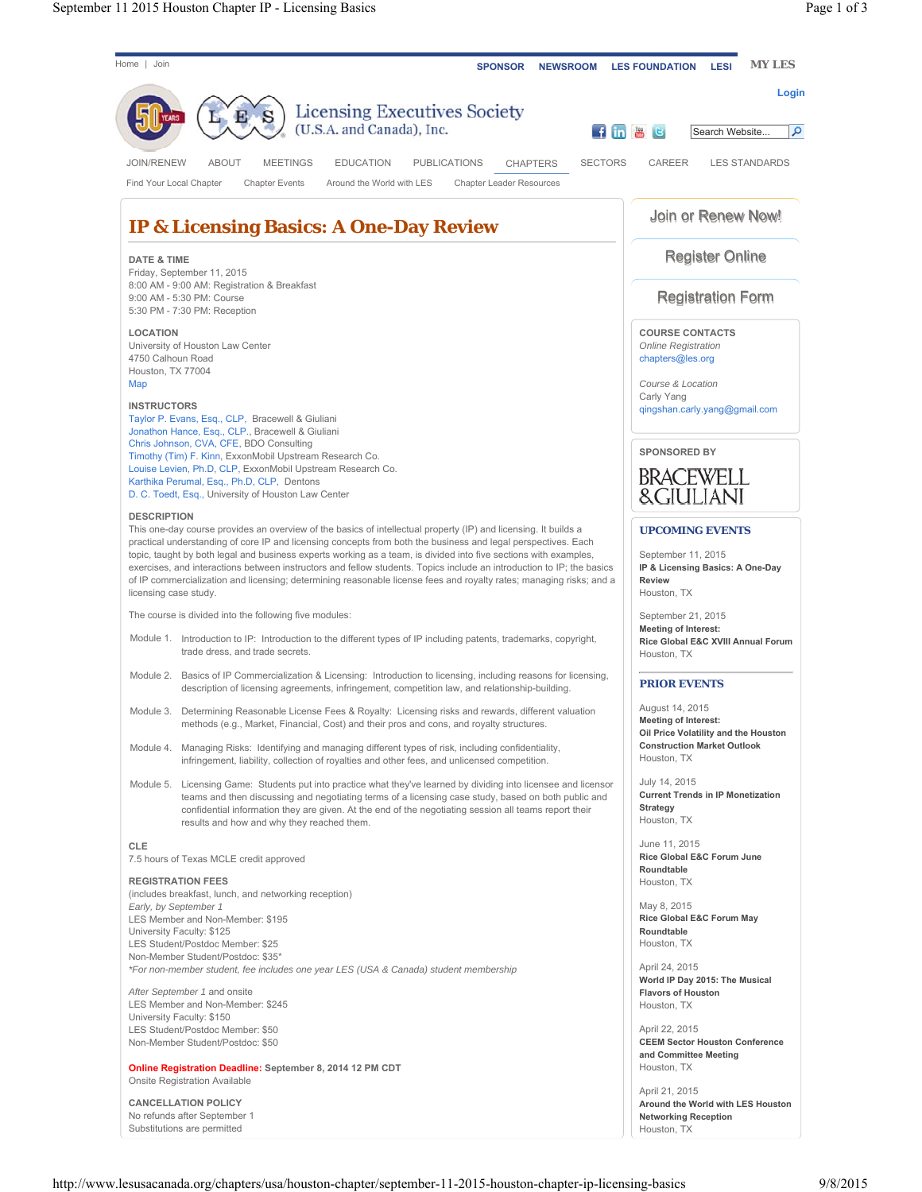Home | Join

SPONSOR NEWSROOM LES FOUNDATION LESI MY LES

Login

Licensing Executives Society (U.S.A. and Canada), Inc.

JOIN/RENEW ABOUT MEETINGS EDUCATION PUBLICATIONS CHAPTERS SECTORS CAREER LES STANDARDS

Find Your Local Chapter Chapter Events Around the World with LES Chapter Leader Resources

# IP & Licensing Basics: A One-Day Review

**DATE & TIME**
Friday, September 11, 2015
8:00 AM - 9:00 AM: Registration & Breakfast
9:00 AM - 5:30 PM: Course
5:30 PM - 7:30 PM: Reception

**LOCATION**
University of Houston Law Center
4750 Calhoun Road
Houston, TX 77004
Map

**INSTRUCTORS**
Taylor P. Evans, Esq., CLP, Bracewell & Giuliani
Jonathon Hance, Esq., CLP., Bracewell & Giuliani
Chris Johnson, CVA, CFE, BDO Consulting
Timothy (Tim) F. Kinn, ExxonMobil Upstream Research Co.
Louise Levien, Ph.D, CLP, ExxonMobil Upstream Research Co.
Karthika Perumal, Esq., Ph.D, CLP, Dentons
D. C. Toedt, Esq., University of Houston Law Center

**DESCRIPTION**
This one-day course provides an overview of the basics of intellectual property (IP) and licensing. It builds a practical understanding of core IP and licensing concepts from both the business and legal perspectives. Each topic, taught by both legal and business experts working as a team, is divided into five sections with examples, exercises, and interactions between instructors and fellow students. Topics include an introduction to IP; the basics of IP commercialization and licensing; determining reasonable license fees and royalty rates; managing risks; and a licensing case study.

The course is divided into the following five modules:

Module 1. Introduction to IP: Introduction to the different types of IP including patents, trademarks, copyright, trade dress, and trade secrets.

Module 2. Basics of IP Commercialization & Licensing: Introduction to licensing, including reasons for licensing, description of licensing agreements, infringement, competition law, and relationship-building.

Module 3. Determining Reasonable License Fees & Royalty: Licensing risks and rewards, different valuation methods (e.g., Market, Financial, Cost) and their pros and cons, and royalty structures.

Module 4. Managing Risks: Identifying and managing different types of risk, including confidentiality, infringement, liability, collection of royalties and other fees, and unlicensed competition.

Module 5. Licensing Game: Students put into practice what they've learned by dividing into licensee and licensor teams and then discussing and negotiating terms of a licensing case study, based on both public and confidential information they are given. At the end of the negotiating session all teams report their results and how and why they reached them.

**CLE**
7.5 hours of Texas MCLE credit approved

**REGISTRATION FEES**
(includes breakfast, lunch, and networking reception)
*Early, by September 1*
LES Member and Non-Member: $195
University Faculty: $125
LES Student/Postdoc Member: $25
Non-Member Student/Postdoc: $35*
*\*For non-member student, fee includes one year LES (USA & Canada) student membership*

*After September 1* and onsite
LES Member and Non-Member: $245
University Faculty: $150
LES Student/Postdoc Member: $50
Non-Member Student/Postdoc: $50

**Online Registration Deadline: September 8, 2014 12 PM CDT**
Onsite Registration Available

**CANCELLATION POLICY**
No refunds after September 1
Substitutions are permitted

Join or Renew Now!

Register Online

Registration Form

**COURSE CONTACTS**
*Online Registration*
chapters@les.org

*Course & Location*
Carly Yang
qingshan.carly.yang@gmail.com

**SPONSORED BY**
BRACEWELL & GIULIANI

## UPCOMING EVENTS

September 11, 2015
**IP & Licensing Basics: A One-Day Review**
Houston, TX

September 21, 2015
**Meeting of Interest:**
**Rice Global E&C XVIII Annual Forum**
Houston, TX

## PRIOR EVENTS

August 14, 2015
**Meeting of Interest:**
**Oil Price Volatility and the Houston Construction Market Outlook**
Houston, TX

July 14, 2015
**Current Trends in IP Monetization Strategy**
Houston, TX

June 11, 2015
**Rice Global E&C Forum June Roundtable**
Houston, TX

May 8, 2015
**Rice Global E&C Forum May Roundtable**
Houston, TX

April 24, 2015
**World IP Day 2015: The Musical Flavors of Houston**
Houston, TX

April 22, 2015
**CEEM Sector Houston Conference and Committee Meeting**
Houston, TX

April 21, 2015
**Around the World with LES Houston Networking Reception**
Houston, TX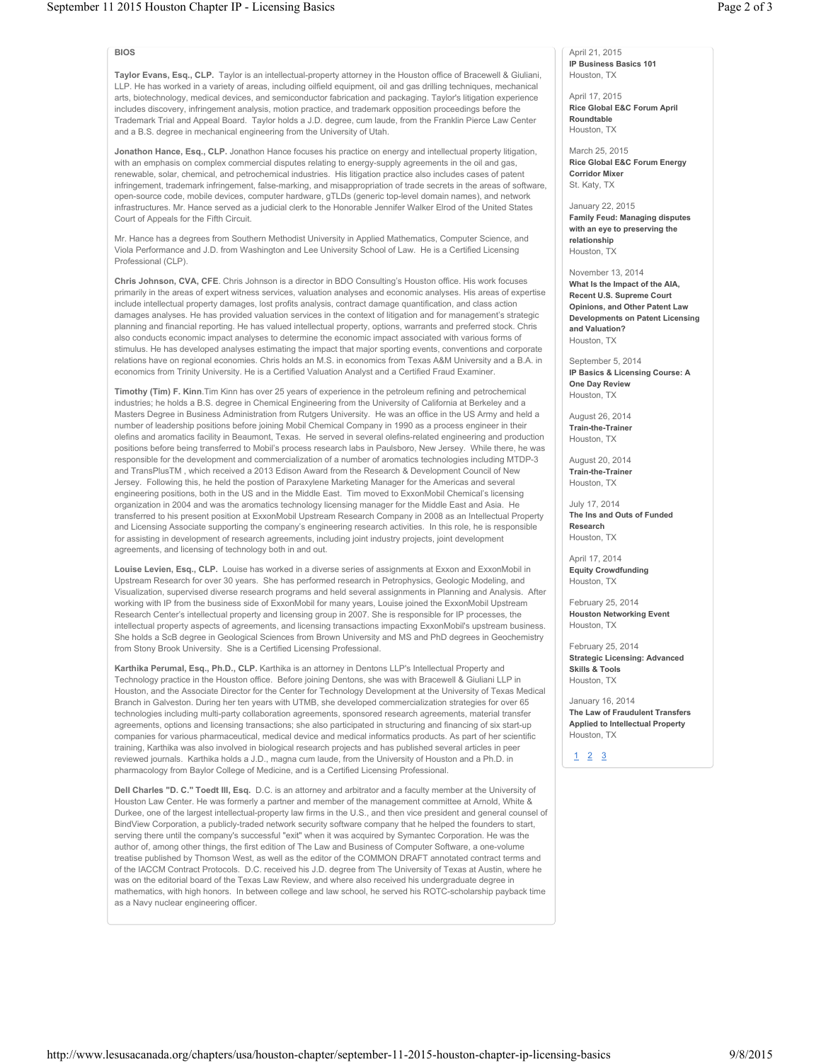## BIOS

**Taylor Evans, Esq., CLP.** Taylor is an intellectual-property attorney in the Houston office of Bracewell & Giuliani, LLP. He has worked in a variety of areas, including oilfield equipment, oil and gas drilling techniques, mechanical arts, biotechnology, medical devices, and semiconductor fabrication and packaging. Taylor's litigation experience includes discovery, infringement analysis, motion practice, and trademark opposition proceedings before the Trademark Trial and Appeal Board. Taylor holds a J.D. degree, cum laude, from the Franklin Pierce Law Center and a B.S. degree in mechanical engineering from the University of Utah.

**Jonathon Hance, Esq., CLP.** Jonathon Hance focuses his practice on energy and intellectual property litigation, with an emphasis on complex commercial disputes relating to energy-supply agreements in the oil and gas, renewable, solar, chemical, and petrochemical industries. His litigation practice also includes cases of patent infringement, trademark infringement, false-marking, and misappropriation of trade secrets in the areas of software, open-source code, mobile devices, computer hardware, gTLDs (generic top-level domain names), and network infrastructures. Mr. Hance served as a judicial clerk to the Honorable Jennifer Walker Elrod of the United States Court of Appeals for the Fifth Circuit.

Mr. Hance has a degrees from Southern Methodist University in Applied Mathematics, Computer Science, and Viola Performance and J.D. from Washington and Lee University School of Law. He is a Certified Licensing Professional (CLP).

**Chris Johnson, CVA, CFE**. Chris Johnson is a director in BDO Consulting's Houston office. His work focuses primarily in the areas of expert witness services, valuation analyses and economic analyses. His areas of expertise include intellectual property damages, lost profits analysis, contract damage quantification, and class action damages analyses. He has provided valuation services in the context of litigation and for management's strategic planning and financial reporting. He has valued intellectual property, options, warrants and preferred stock. Chris also conducts economic impact analyses to determine the economic impact associated with various forms of stimulus. He has developed analyses estimating the impact that major sporting events, conventions and corporate relations have on regional economies. Chris holds an M.S. in economics from Texas A&M University and a B.A. in economics from Trinity University. He is a Certified Valuation Analyst and a Certified Fraud Examiner.

**Timothy (Tim) F. Kinn**.Tim Kinn has over 25 years of experience in the petroleum refining and petrochemical industries; he holds a B.S. degree in Chemical Engineering from the University of California at Berkeley and a Masters Degree in Business Administration from Rutgers University. He was an office in the US Army and held a number of leadership positions before joining Mobil Chemical Company in 1990 as a process engineer in their olefins and aromatics facility in Beaumont, Texas. He served in several olefins-related engineering and production positions before being transferred to Mobil's process research labs in Paulsboro, New Jersey. While there, he was responsible for the development and commercialization of a number of aromatics technologies including MTDP-3 and TransPlusTM , which received a 2013 Edison Award from the Research & Development Council of New Jersey. Following this, he held the postion of Paraxylene Marketing Manager for the Americas and several engineering positions, both in the US and in the Middle East. Tim moved to ExxonMobil Chemical's licensing organization in 2004 and was the aromatics technology licensing manager for the Middle East and Asia. He transferred to his present position at ExxonMobil Upstream Research Company in 2008 as an Intellectual Property and Licensing Associate supporting the company's engineering research activities. In this role, he is responsible for assisting in development of research agreements, including joint industry projects, joint development agreements, and licensing of technology both in and out.

**Louise Levien, Esq., CLP.** Louise has worked in a diverse series of assignments at Exxon and ExxonMobil in Upstream Research for over 30 years. She has performed research in Petrophysics, Geologic Modeling, and Visualization, supervised diverse research programs and held several assignments in Planning and Analysis. After working with IP from the business side of ExxonMobil for many years, Louise joined the ExxonMobil Upstream Research Center's intellectual property and licensing group in 2007. She is responsible for IP processes, the intellectual property aspects of agreements, and licensing transactions impacting ExxonMobil's upstream business. She holds a ScB degree in Geological Sciences from Brown University and MS and PhD degrees in Geochemistry from Stony Brook University. She is a Certified Licensing Professional.

**Karthika Perumal, Esq., Ph.D., CLP.** Karthika is an attorney in Dentons LLP's Intellectual Property and Technology practice in the Houston office. Before joining Dentons, she was with Bracewell & Giuliani LLP in Houston, and the Associate Director for the Center for Technology Development at the University of Texas Medical Branch in Galveston. During her ten years with UTMB, she developed commercialization strategies for over 65 technologies including multi-party collaboration agreements, sponsored research agreements, material transfer agreements, options and licensing transactions; she also participated in structuring and financing of six start-up companies for various pharmaceutical, medical device and medical informatics products. As part of her scientific training, Karthika was also involved in biological research projects and has published several articles in peer reviewed journals. Karthika holds a J.D., magna cum laude, from the University of Houston and a Ph.D. in pharmacology from Baylor College of Medicine, and is a Certified Licensing Professional.

**Dell Charles "D. C." Toedt III, Esq.** D.C. is an attorney and arbitrator and a faculty member at the University of Houston Law Center. He was formerly a partner and member of the management committee at Arnold, White & Durkee, one of the largest intellectual-property law firms in the U.S., and then vice president and general counsel of BindView Corporation, a publicly-traded network security software company that he helped the founders to start, serving there until the company's successful "exit" when it was acquired by Symantec Corporation. He was the author of, among other things, the first edition of The Law and Business of Computer Software, a one-volume treatise published by Thomson West, as well as the editor of the COMMON DRAFT annotated contract terms and of the IACCM Contract Protocols. D.C. received his J.D. degree from The University of Texas at Austin, where he was on the editorial board of the Texas Law Review, and where also received his undergraduate degree in mathematics, with high honors. In between college and law school, he served his ROTC-scholarship payback time as a Navy nuclear engineering officer.

April 21, 2015
**IP Business Basics 101**
Houston, TX

April 17, 2015
**Rice Global E&C Forum April Roundtable**
Houston, TX

March 25, 2015
**Rice Global E&C Forum Energy Corridor Mixer**
St. Katy, TX

January 22, 2015
**Family Feud: Managing disputes with an eye to preserving the relationship**
Houston, TX

November 13, 2014
**What Is the Impact of the AIA, Recent U.S. Supreme Court Opinions, and Other Patent Law Developments on Patent Licensing and Valuation?**
Houston, TX

September 5, 2014
**IP Basics & Licensing Course: A One Day Review**
Houston, TX

August 26, 2014
**Train-the-Trainer**
Houston, TX

August 20, 2014
**Train-the-Trainer**
Houston, TX

July 17, 2014
**The Ins and Outs of Funded Research**
Houston, TX

April 17, 2014
**Equity Crowdfunding**
Houston, TX

February 25, 2014
**Houston Networking Event**
Houston, TX

February 25, 2014
**Strategic Licensing: Advanced Skills & Tools**
Houston, TX

January 16, 2014
**The Law of Fraudulent Transfers Applied to Intellectual Property**
Houston, TX

1 2 3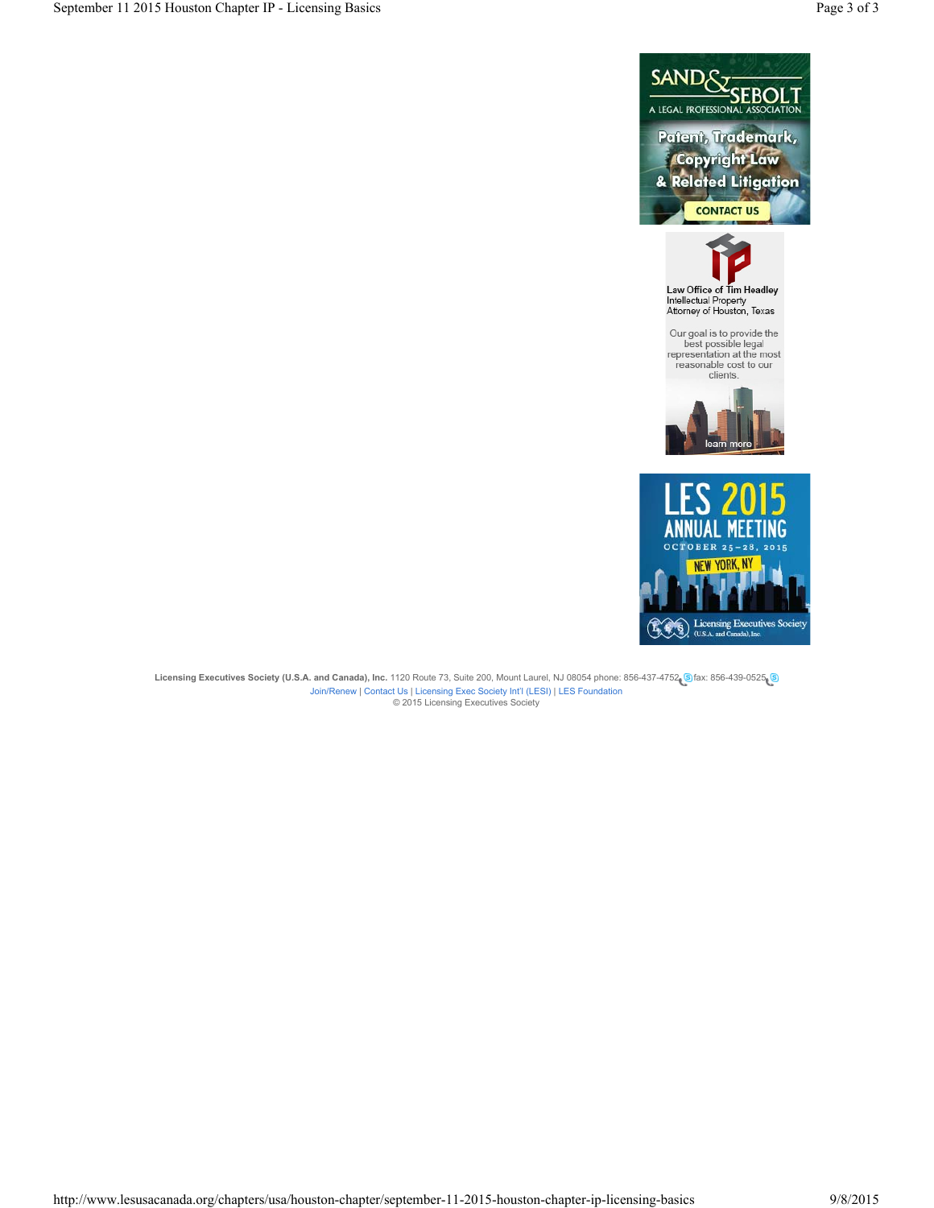SAND & SEBOLT
A LEGAL PROFESSIONAL ASSOCIATION

Patent, Trademark, Copyright Law & Related Litigation

CONTACT US

Law Office of Tim Headley
Intellectual Property Attorney of Houston, Texas

Our goal is to provide the best possible legal representation at the most reasonable cost to our clients.

learn more

LES 2015 ANNUAL MEETING
OCTOBER 25–28, 2015
NEW YORK, NY
Licensing Executives Society (U.S.A. and Canada), Inc.

**Licensing Executives Society (U.S.A. and Canada), Inc.** 1120 Route 73, Suite 200, Mount Laurel, NJ 08054 phone: 856-437-4752 fax: 856-439-0525

Join/Renew | Contact Us | Licensing Exec Society Int'l (LESI) | LES Foundation

© 2015 Licensing Executives Society